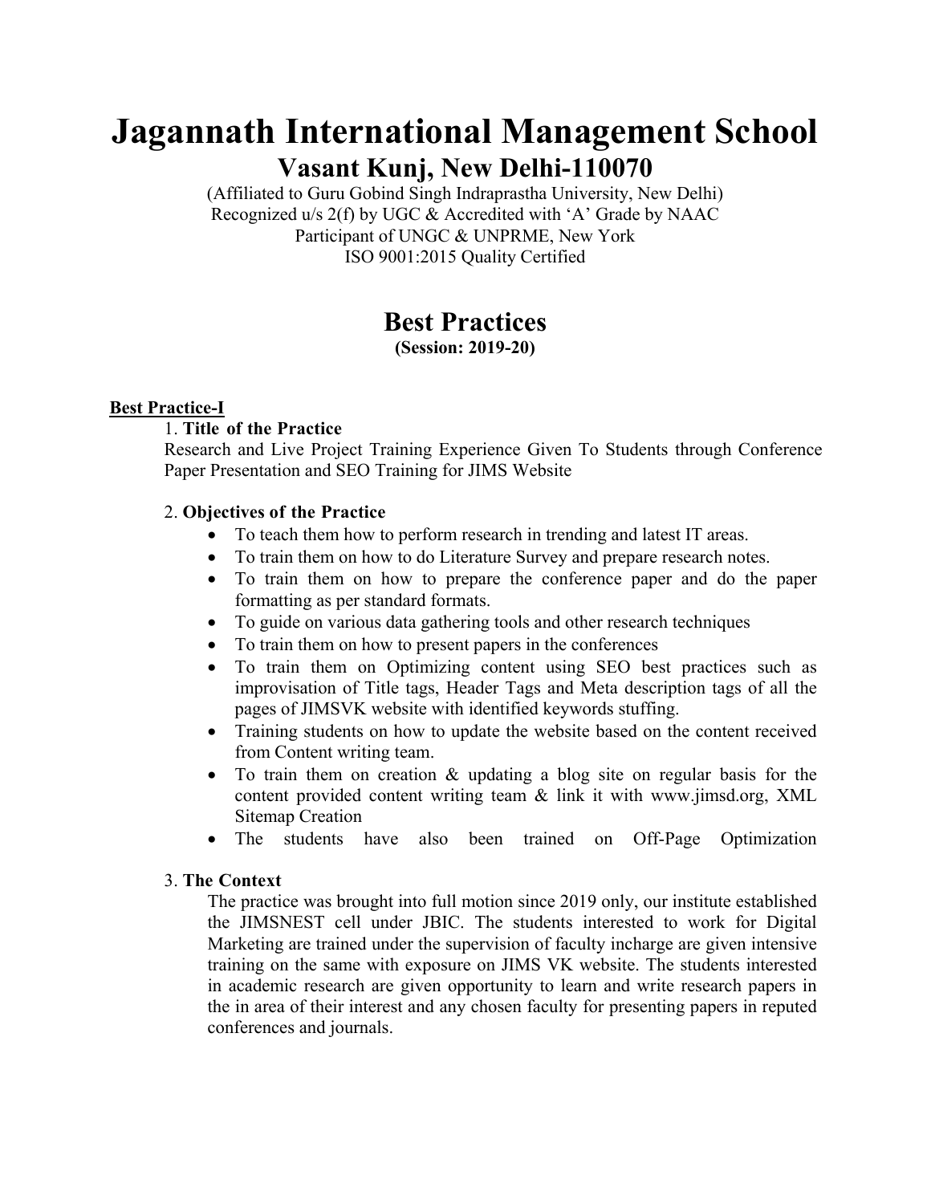# Jagannath International Management School

## Vasant Kunj, New Delhi-110070

(Affiliated to Guru Gobind Singh Indraprastha University, New Delhi)
Recognized u/s 2(f) by UGC & Accredited with 'A' Grade by NAAC
Participant of UNGC & UNPRME, New York
ISO 9001:2015 Quality Certified

## Best Practices

**(Session: 2019-20)**

**Best Practice-I**

1. **Title of the Practice**

Research and Live Project Training Experience Given To Students through Conference Paper Presentation and SEO Training for JIMS Website

2. **Objectives of the Practice**

- To teach them how to perform research in trending and latest IT areas.
- To train them on how to do Literature Survey and prepare research notes.
- To train them on how to prepare the conference paper and do the paper formatting as per standard formats.
- To guide on various data gathering tools and other research techniques
- To train them on how to present papers in the conferences
- To train them on Optimizing content using SEO best practices such as improvisation of Title tags, Header Tags and Meta description tags of all the pages of JIMSVK website with identified keywords stuffing.
- Training students on how to update the website based on the content received from Content writing team.
- To train them on creation & updating a blog site on regular basis for the content provided content writing team & link it with www.jimsd.org, XML Sitemap Creation
- The students have also been trained on Off-Page Optimization

3. **The Context**

The practice was brought into full motion since 2019 only, our institute established the JIMSNEST cell under JBIC. The students interested to work for Digital Marketing are trained under the supervision of faculty incharge are given intensive training on the same with exposure on JIMS VK website. The students interested in academic research are given opportunity to learn and write research papers in the in area of their interest and any chosen faculty for presenting papers in reputed conferences and journals.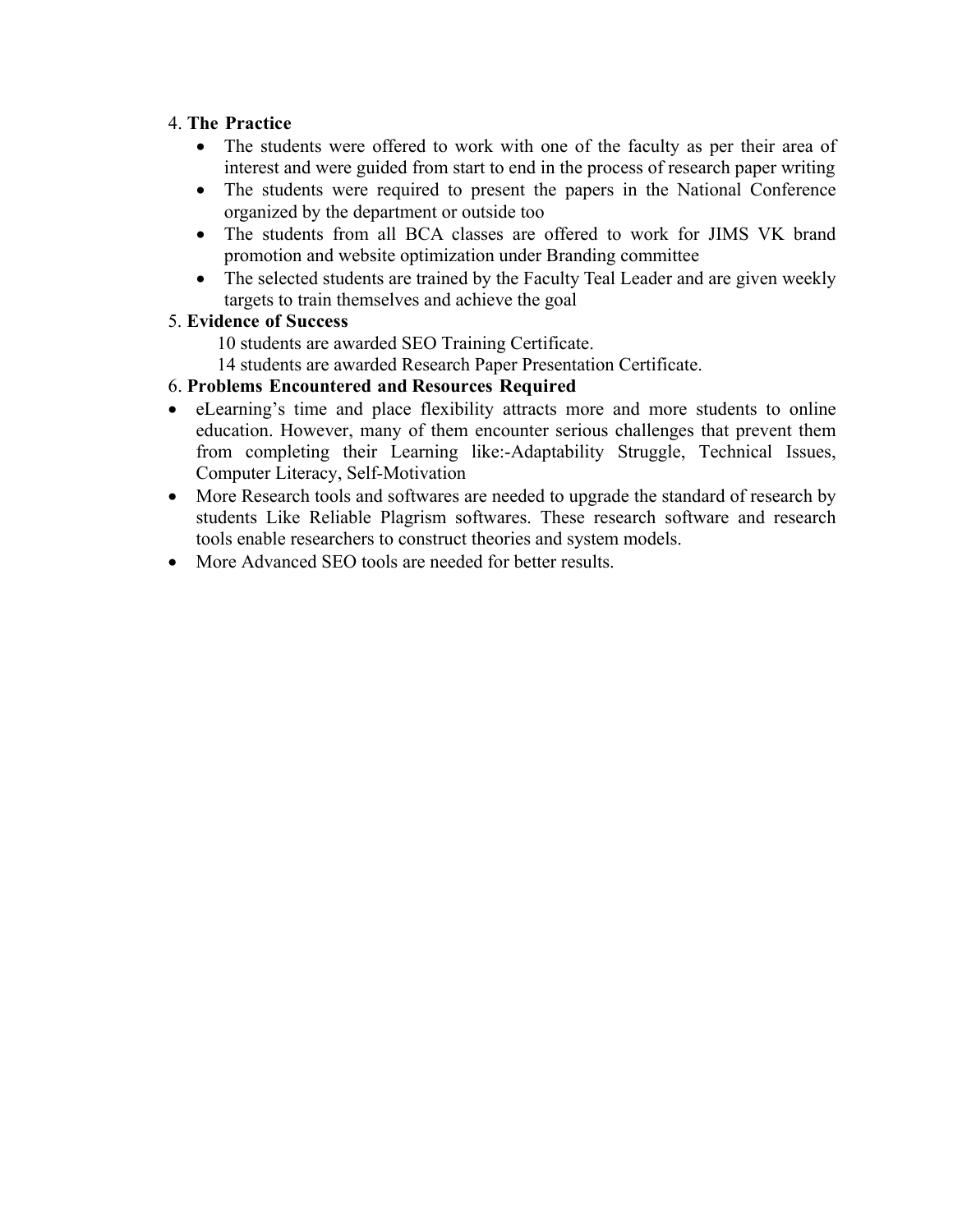4. **The Practice**

- The students were offered to work with one of the faculty as per their area of interest and were guided from start to end in the process of research paper writing
- The students were required to present the papers in the National Conference organized by the department or outside too
- The students from all BCA classes are offered to work for JIMS VK brand promotion and website optimization under Branding committee
- The selected students are trained by the Faculty Teal Leader and are given weekly targets to train themselves and achieve the goal

5. **Evidence of Success**

10 students are awarded SEO Training Certificate.

14 students are awarded Research Paper Presentation Certificate.

6. **Problems Encountered and Resources Required**

- eLearning's time and place flexibility attracts more and more students to online education. However, many of them encounter serious challenges that prevent them from completing their Learning like:-Adaptability Struggle, Technical Issues, Computer Literacy, Self-Motivation
- More Research tools and softwares are needed to upgrade the standard of research by students Like Reliable Plagrism softwares. These research software and research tools enable researchers to construct theories and system models.
- More Advanced SEO tools are needed for better results.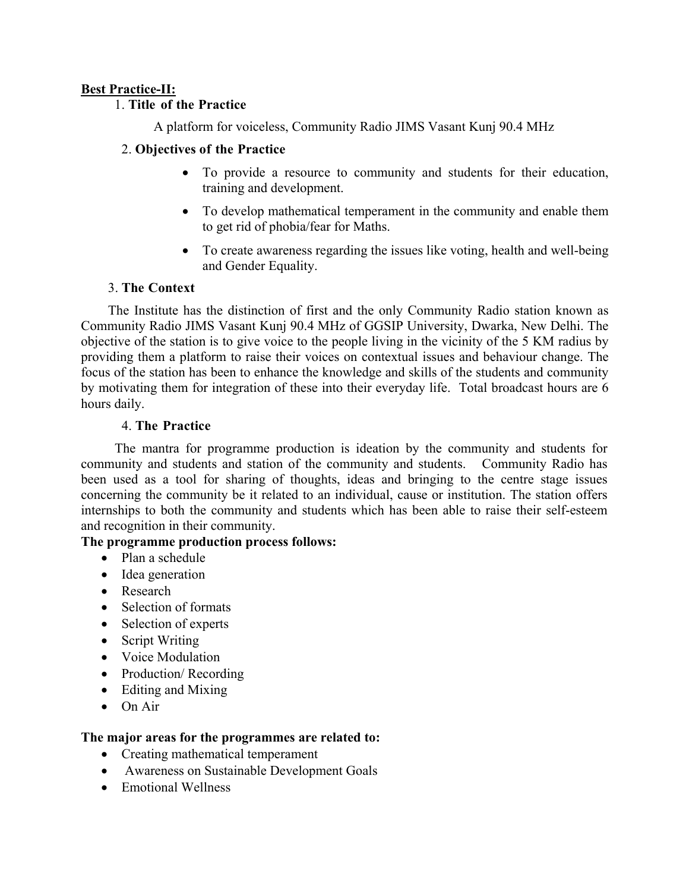**Best Practice-II:**

1. **Title of the Practice**

A platform for voiceless, Community Radio JIMS Vasant Kunj 90.4 MHz

2. **Objectives of the Practice**

- To provide a resource to community and students for their education, training and development.
- To develop mathematical temperament in the community and enable them to get rid of phobia/fear for Maths.
- To create awareness regarding the issues like voting, health and well-being and Gender Equality.

3. **The Context**

The Institute has the distinction of first and the only Community Radio station known as Community Radio JIMS Vasant Kunj 90.4 MHz of GGSIP University, Dwarka, New Delhi. The objective of the station is to give voice to the people living in the vicinity of the 5 KM radius by providing them a platform to raise their voices on contextual issues and behaviour change. The focus of the station has been to enhance the knowledge and skills of the students and community by motivating them for integration of these into their everyday life. Total broadcast hours are 6 hours daily.

4. **The Practice**

The mantra for programme production is ideation by the community and students for community and students and station of the community and students. Community Radio has been used as a tool for sharing of thoughts, ideas and bringing to the centre stage issues concerning the community be it related to an individual, cause or institution. The station offers internships to both the community and students which has been able to raise their self-esteem and recognition in their community.

**The programme production process follows:**

- Plan a schedule
- Idea generation
- Research
- Selection of formats
- Selection of experts
- Script Writing
- Voice Modulation
- Production/ Recording
- Editing and Mixing
- On Air

**The major areas for the programmes are related to:**

- Creating mathematical temperament
- Awareness on Sustainable Development Goals
- Emotional Wellness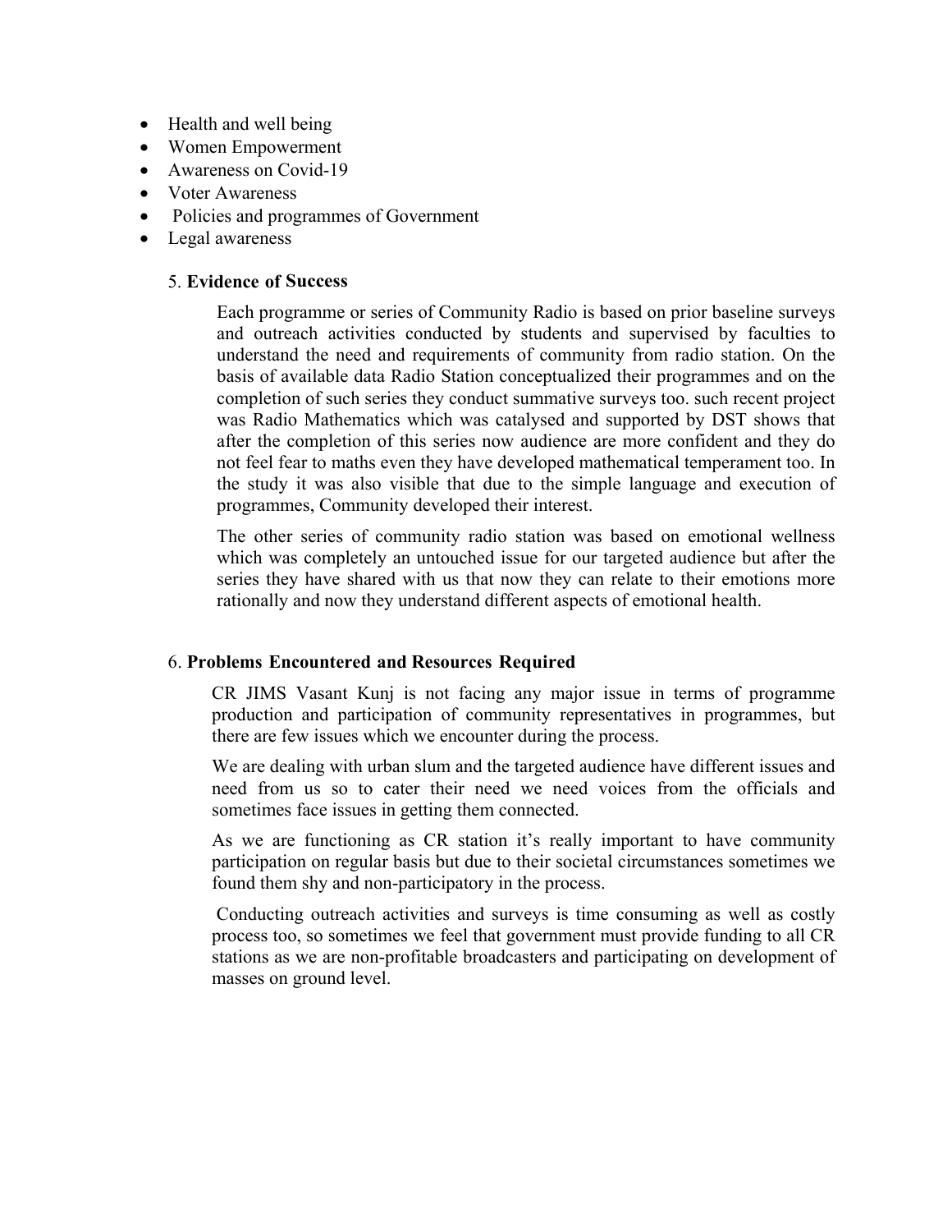- Health and well being
- Women Empowerment
- Awareness on Covid-19
- Voter Awareness
- Policies and programmes of Government
- Legal awareness

5. **Evidence of Success**

Each programme or series of Community Radio is based on prior baseline surveys and outreach activities conducted by students and supervised by faculties to understand the need and requirements of community from radio station. On the basis of available data Radio Station conceptualized their programmes and on the completion of such series they conduct summative surveys too. such recent project was Radio Mathematics which was catalysed and supported by DST shows that after the completion of this series now audience are more confident and they do not feel fear to maths even they have developed mathematical temperament too. In the study it was also visible that due to the simple language and execution of programmes, Community developed their interest.

The other series of community radio station was based on emotional wellness which was completely an untouched issue for our targeted audience but after the series they have shared with us that now they can relate to their emotions more rationally and now they understand different aspects of emotional health.

6. **Problems Encountered and Resources Required**

CR JIMS Vasant Kunj is not facing any major issue in terms of programme production and participation of community representatives in programmes, but there are few issues which we encounter during the process.

We are dealing with urban slum and the targeted audience have different issues and need from us so to cater their need we need voices from the officials and sometimes face issues in getting them connected.

As we are functioning as CR station it's really important to have community participation on regular basis but due to their societal circumstances sometimes we found them shy and non-participatory in the process.

Conducting outreach activities and surveys is time consuming as well as costly process too, so sometimes we feel that government must provide funding to all CR stations as we are non-profitable broadcasters and participating on development of masses on ground level.